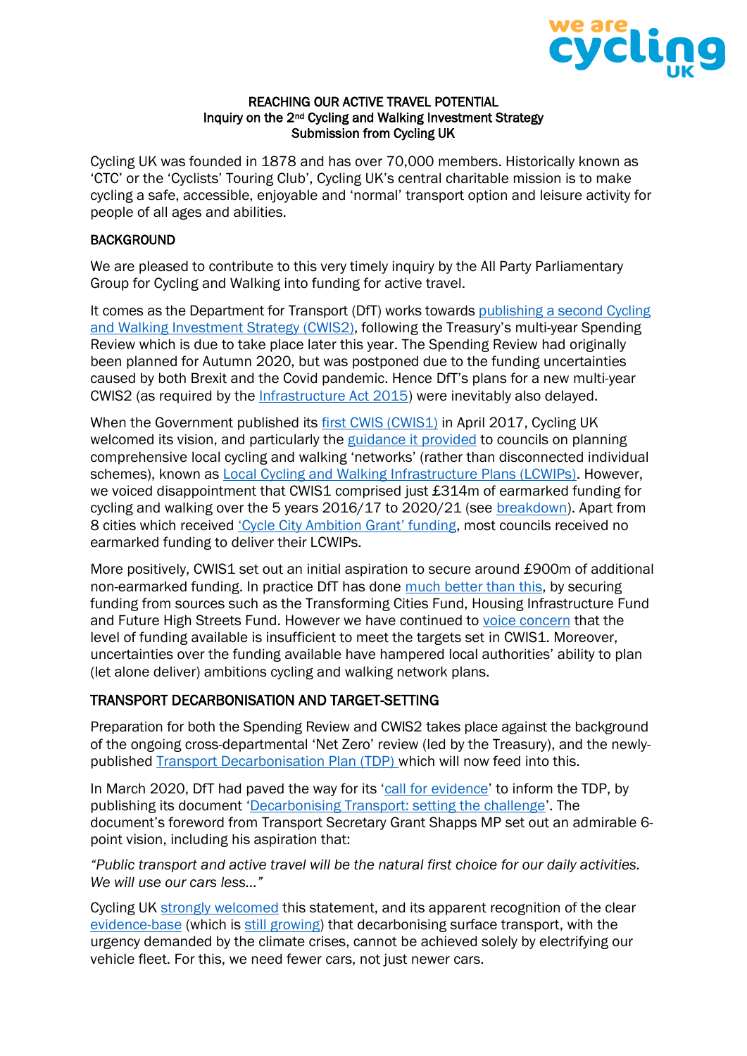**REACHING OUR ACTIVE TRAVEL POTENTIAL**
**Inquiry on the 2nd Cycling and Walking Investment Strategy**
**Submission from Cycling UK**

Cycling UK was founded in 1878 and has over 70,000 members. Historically known as 'CTC' or the 'Cyclists' Touring Club', Cycling UK's central charitable mission is to make cycling a safe, accessible, enjoyable and 'normal' transport option and leisure activity for people of all ages and abilities.

## BACKGROUND

We are pleased to contribute to this very timely inquiry by the All Party Parliamentary Group for Cycling and Walking into funding for active travel.

It comes as the Department for Transport (DfT) works towards publishing a second Cycling and Walking Investment Strategy (CWIS2), following the Treasury's multi-year Spending Review which is due to take place later this year. The Spending Review had originally been planned for Autumn 2020, but was postponed due to the funding uncertainties caused by both Brexit and the Covid pandemic. Hence DfT's plans for a new multi-year CWIS2 (as required by the Infrastructure Act 2015) were inevitably also delayed.

When the Government published its first CWIS (CWIS1) in April 2017, Cycling UK welcomed its vision, and particularly the guidance it provided to councils on planning comprehensive local cycling and walking 'networks' (rather than disconnected individual schemes), known as Local Cycling and Walking Infrastructure Plans (LCWIPs). However, we voiced disappointment that CWIS1 comprised just £314m of earmarked funding for cycling and walking over the 5 years 2016/17 to 2020/21 (see breakdown). Apart from 8 cities which received 'Cycle City Ambition Grant' funding, most councils received no earmarked funding to deliver their LCWIPs.

More positively, CWIS1 set out an initial aspiration to secure around £900m of additional non-earmarked funding. In practice DfT has done much better than this, by securing funding from sources such as the Transforming Cities Fund, Housing Infrastructure Fund and Future High Streets Fund. However we have continued to voice concern that the level of funding available is insufficient to meet the targets set in CWIS1. Moreover, uncertainties over the funding available have hampered local authorities' ability to plan (let alone deliver) ambitions cycling and walking network plans.

## TRANSPORT DECARBONISATION AND TARGET-SETTING

Preparation for both the Spending Review and CWIS2 takes place against the background of the ongoing cross-departmental 'Net Zero' review (led by the Treasury), and the newly-published Transport Decarbonisation Plan (TDP) which will now feed into this.

In March 2020, DfT had paved the way for its 'call for evidence' to inform the TDP, by publishing its document 'Decarbonising Transport: setting the challenge'. The document's foreword from Transport Secretary Grant Shapps MP set out an admirable 6-point vision, including his aspiration that:

*"Public transport and active travel will be the natural first choice for our daily activities. We will use our cars less…"*

Cycling UK strongly welcomed this statement, and its apparent recognition of the clear evidence-base (which is still growing) that decarbonising surface transport, with the urgency demanded by the climate crises, cannot be achieved solely by electrifying our vehicle fleet. For this, we need fewer cars, not just newer cars.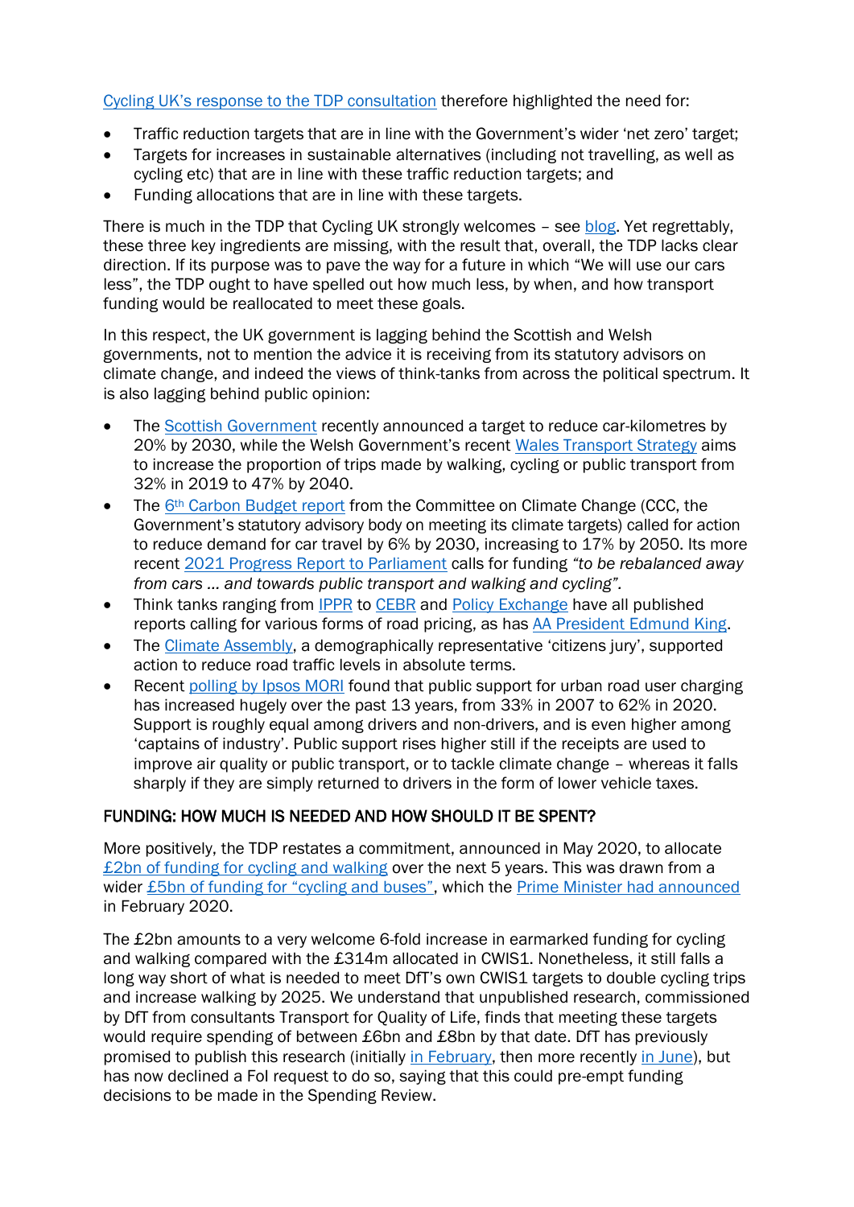Cycling UK's response to the TDP consultation therefore highlighted the need for:

- Traffic reduction targets that are in line with the Government's wider 'net zero' target;
- Targets for increases in sustainable alternatives (including not travelling, as well as cycling etc) that are in line with these traffic reduction targets; and
- Funding allocations that are in line with these targets.

There is much in the TDP that Cycling UK strongly welcomes – see blog. Yet regrettably, these three key ingredients are missing, with the result that, overall, the TDP lacks clear direction. If its purpose was to pave the way for a future in which "We will use our cars less", the TDP ought to have spelled out how much less, by when, and how transport funding would be reallocated to meet these goals.

In this respect, the UK government is lagging behind the Scottish and Welsh governments, not to mention the advice it is receiving from its statutory advisors on climate change, and indeed the views of think-tanks from across the political spectrum. It is also lagging behind public opinion:

- The Scottish Government recently announced a target to reduce car-kilometres by 20% by 2030, while the Welsh Government's recent Wales Transport Strategy aims to increase the proportion of trips made by walking, cycling or public transport from 32% in 2019 to 47% by 2040.
- The 6th Carbon Budget report from the Committee on Climate Change (CCC, the Government's statutory advisory body on meeting its climate targets) called for action to reduce demand for car travel by 6% by 2030, increasing to 17% by 2050. Its more recent 2021 Progress Report to Parliament calls for funding *"to be rebalanced away from cars … and towards public transport and walking and cycling"*.
- Think tanks ranging from IPPR to CEBR and Policy Exchange have all published reports calling for various forms of road pricing, as has AA President Edmund King.
- The Climate Assembly, a demographically representative 'citizens jury', supported action to reduce road traffic levels in absolute terms.
- Recent polling by Ipsos MORI found that public support for urban road user charging has increased hugely over the past 13 years, from 33% in 2007 to 62% in 2020. Support is roughly equal among drivers and non-drivers, and is even higher among 'captains of industry'. Public support rises higher still if the receipts are used to improve air quality or public transport, or to tackle climate change – whereas it falls sharply if they are simply returned to drivers in the form of lower vehicle taxes.

## FUNDING: HOW MUCH IS NEEDED AND HOW SHOULD IT BE SPENT?

More positively, the TDP restates a commitment, announced in May 2020, to allocate £2bn of funding for cycling and walking over the next 5 years. This was drawn from a wider £5bn of funding for "cycling and buses", which the Prime Minister had announced in February 2020.

The £2bn amounts to a very welcome 6-fold increase in earmarked funding for cycling and walking compared with the £314m allocated in CWIS1. Nonetheless, it still falls a long way short of what is needed to meet DfT's own CWIS1 targets to double cycling trips and increase walking by 2025. We understand that unpublished research, commissioned by DfT from consultants Transport for Quality of Life, finds that meeting these targets would require spending of between £6bn and £8bn by that date. DfT has previously promised to publish this research (initially in February, then more recently in June), but has now declined a FoI request to do so, saying that this could pre-empt funding decisions to be made in the Spending Review.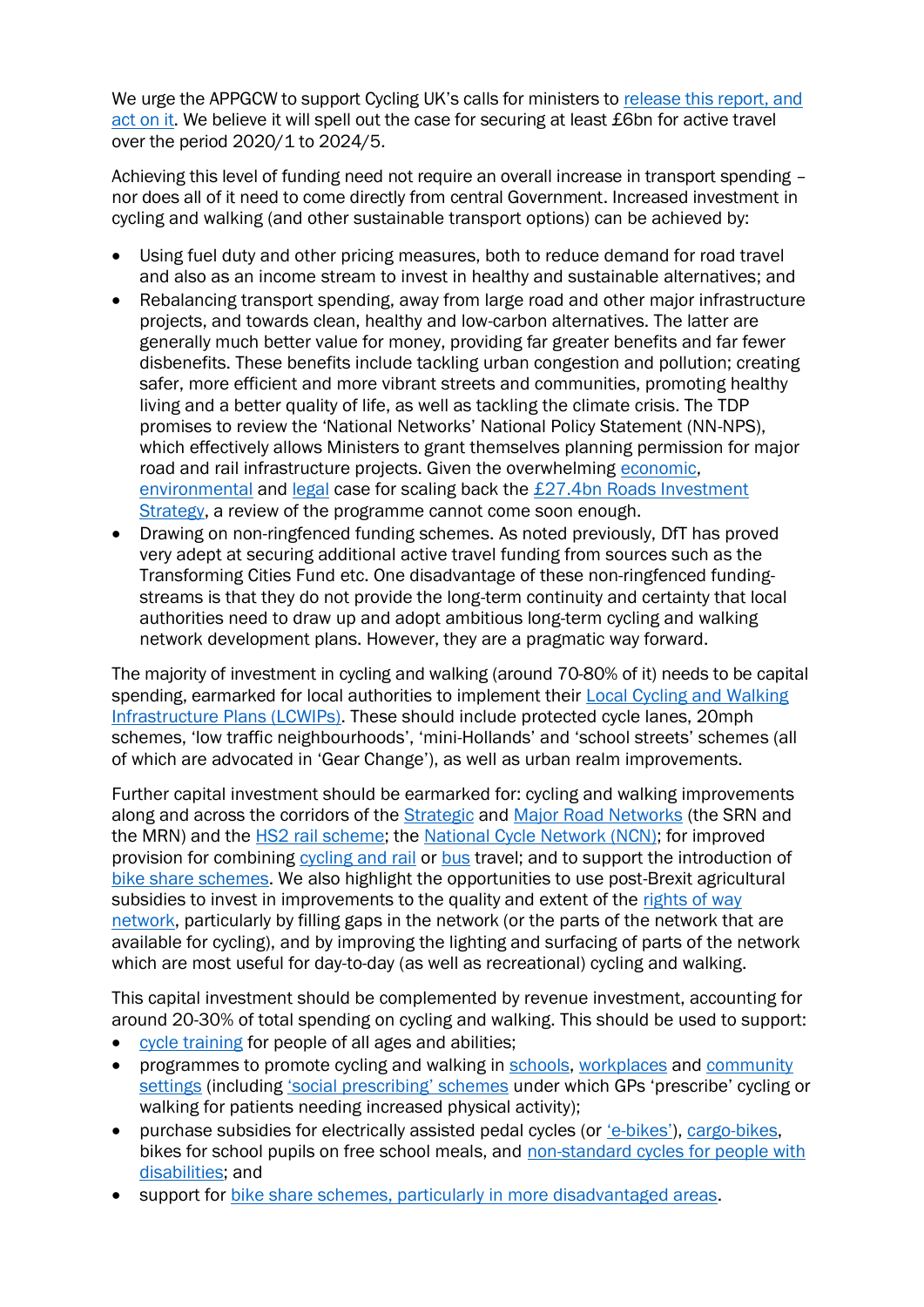We urge the APPGCW to support Cycling UK's calls for ministers to release this report, and act on it. We believe it will spell out the case for securing at least £6bn for active travel over the period 2020/1 to 2024/5.

Achieving this level of funding need not require an overall increase in transport spending – nor does all of it need to come directly from central Government. Increased investment in cycling and walking (and other sustainable transport options) can be achieved by:

- Using fuel duty and other pricing measures, both to reduce demand for road travel and also as an income stream to invest in healthy and sustainable alternatives; and
- Rebalancing transport spending, away from large road and other major infrastructure projects, and towards clean, healthy and low-carbon alternatives. The latter are generally much better value for money, providing far greater benefits and far fewer disbenefits. These benefits include tackling urban congestion and pollution; creating safer, more efficient and more vibrant streets and communities, promoting healthy living and a better quality of life, as well as tackling the climate crisis. The TDP promises to review the 'National Networks' National Policy Statement (NN-NPS), which effectively allows Ministers to grant themselves planning permission for major road and rail infrastructure projects. Given the overwhelming economic, environmental and legal case for scaling back the £27.4bn Roads Investment Strategy, a review of the programme cannot come soon enough.
- Drawing on non-ringfenced funding schemes. As noted previously, DfT has proved very adept at securing additional active travel funding from sources such as the Transforming Cities Fund etc. One disadvantage of these non-ringfenced funding-streams is that they do not provide the long-term continuity and certainty that local authorities need to draw up and adopt ambitious long-term cycling and walking network development plans. However, they are a pragmatic way forward.

The majority of investment in cycling and walking (around 70-80% of it) needs to be capital spending, earmarked for local authorities to implement their Local Cycling and Walking Infrastructure Plans (LCWIPs). These should include protected cycle lanes, 20mph schemes, 'low traffic neighbourhoods', 'mini-Hollands' and 'school streets' schemes (all of which are advocated in 'Gear Change'), as well as urban realm improvements.

Further capital investment should be earmarked for: cycling and walking improvements along and across the corridors of the Strategic and Major Road Networks (the SRN and the MRN) and the HS2 rail scheme; the National Cycle Network (NCN); for improved provision for combining cycling and rail or bus travel; and to support the introduction of bike share schemes. We also highlight the opportunities to use post-Brexit agricultural subsidies to invest in improvements to the quality and extent of the rights of way network, particularly by filling gaps in the network (or the parts of the network that are available for cycling), and by improving the lighting and surfacing of parts of the network which are most useful for day-to-day (as well as recreational) cycling and walking.

This capital investment should be complemented by revenue investment, accounting for around 20-30% of total spending on cycling and walking. This should be used to support:

- cycle training for people of all ages and abilities;
- programmes to promote cycling and walking in schools, workplaces and community settings (including 'social prescribing' schemes under which GPs 'prescribe' cycling or walking for patients needing increased physical activity);
- purchase subsidies for electrically assisted pedal cycles (or 'e-bikes'), cargo-bikes, bikes for school pupils on free school meals, and non-standard cycles for people with disabilities; and
- support for bike share schemes, particularly in more disadvantaged areas.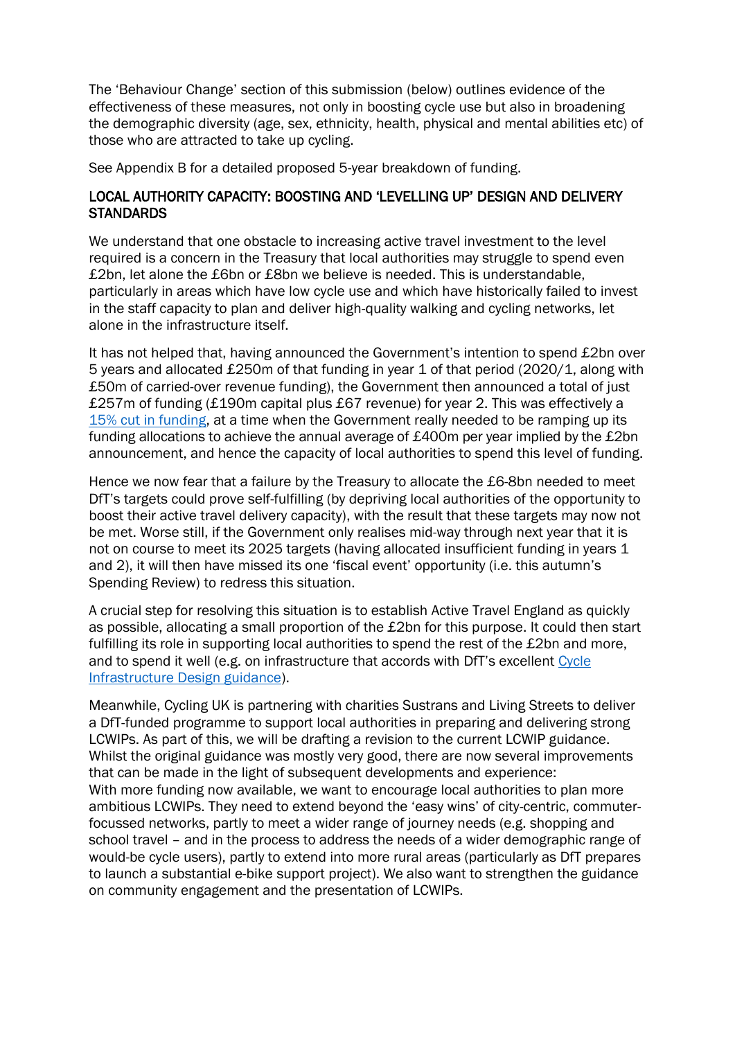The 'Behaviour Change' section of this submission (below) outlines evidence of the effectiveness of these measures, not only in boosting cycle use but also in broadening the demographic diversity (age, sex, ethnicity, health, physical and mental abilities etc) of those who are attracted to take up cycling.

See Appendix B for a detailed proposed 5-year breakdown of funding.

## LOCAL AUTHORITY CAPACITY: BOOSTING AND 'LEVELLING UP' DESIGN AND DELIVERY STANDARDS

We understand that one obstacle to increasing active travel investment to the level required is a concern in the Treasury that local authorities may struggle to spend even £2bn, let alone the £6bn or £8bn we believe is needed. This is understandable, particularly in areas which have low cycle use and which have historically failed to invest in the staff capacity to plan and deliver high-quality walking and cycling networks, let alone in the infrastructure itself.

It has not helped that, having announced the Government's intention to spend £2bn over 5 years and allocated £250m of that funding in year 1 of that period (2020/1, along with £50m of carried-over revenue funding), the Government then announced a total of just £257m of funding (£190m capital plus £67 revenue) for year 2. This was effectively a 15% cut in funding, at a time when the Government really needed to be ramping up its funding allocations to achieve the annual average of £400m per year implied by the £2bn announcement, and hence the capacity of local authorities to spend this level of funding.

Hence we now fear that a failure by the Treasury to allocate the £6-8bn needed to meet DfT's targets could prove self-fulfilling (by depriving local authorities of the opportunity to boost their active travel delivery capacity), with the result that these targets may now not be met. Worse still, if the Government only realises mid-way through next year that it is not on course to meet its 2025 targets (having allocated insufficient funding in years 1 and 2), it will then have missed its one 'fiscal event' opportunity (i.e. this autumn's Spending Review) to redress this situation.

A crucial step for resolving this situation is to establish Active Travel England as quickly as possible, allocating a small proportion of the £2bn for this purpose. It could then start fulfilling its role in supporting local authorities to spend the rest of the £2bn and more, and to spend it well (e.g. on infrastructure that accords with DfT's excellent Cycle Infrastructure Design guidance).

Meanwhile, Cycling UK is partnering with charities Sustrans and Living Streets to deliver a DfT-funded programme to support local authorities in preparing and delivering strong LCWIPs. As part of this, we will be drafting a revision to the current LCWIP guidance. Whilst the original guidance was mostly very good, there are now several improvements that can be made in the light of subsequent developments and experience:
With more funding now available, we want to encourage local authorities to plan more ambitious LCWIPs. They need to extend beyond the 'easy wins' of city-centric, commuter-focussed networks, partly to meet a wider range of journey needs (e.g. shopping and school travel – and in the process to address the needs of a wider demographic range of would-be cycle users), partly to extend into more rural areas (particularly as DfT prepares to launch a substantial e-bike support project). We also want to strengthen the guidance on community engagement and the presentation of LCWIPs.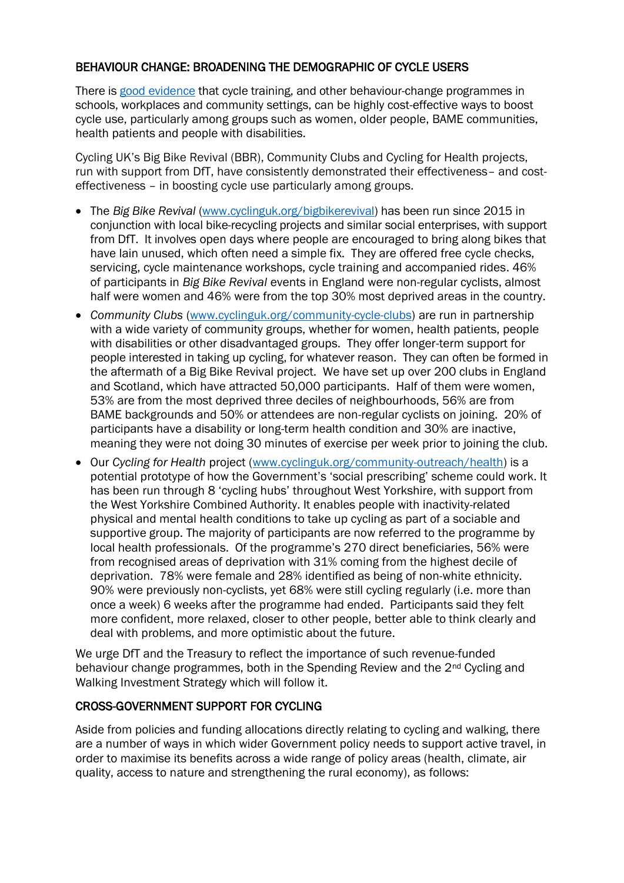## BEHAVIOUR CHANGE: BROADENING THE DEMOGRAPHIC OF CYCLE USERS

There is [good evidence](good evidence) that cycle training, and other behaviour-change programmes in schools, workplaces and community settings, can be highly cost-effective ways to boost cycle use, particularly among groups such as women, older people, BAME communities, health patients and people with disabilities.

Cycling UK's Big Bike Revival (BBR), Community Clubs and Cycling for Health projects, run with support from DfT, have consistently demonstrated their effectiveness– and cost-effectiveness – in boosting cycle use particularly among groups.

- The *Big Bike Revival* (www.cyclinguk.org/bigbikerevival) has been run since 2015 in conjunction with local bike-recycling projects and similar social enterprises, with support from DfT. It involves open days where people are encouraged to bring along bikes that have lain unused, which often need a simple fix. They are offered free cycle checks, servicing, cycle maintenance workshops, cycle training and accompanied rides. 46% of participants in *Big Bike Revival* events in England were non-regular cyclists, almost half were women and 46% were from the top 30% most deprived areas in the country.
- *Community Clubs* (www.cyclinguk.org/community-cycle-clubs) are run in partnership with a wide variety of community groups, whether for women, health patients, people with disabilities or other disadvantaged groups. They offer longer-term support for people interested in taking up cycling, for whatever reason. They can often be formed in the aftermath of a Big Bike Revival project. We have set up over 200 clubs in England and Scotland, which have attracted 50,000 participants. Half of them were women, 53% are from the most deprived three deciles of neighbourhoods, 56% are from BAME backgrounds and 50% or attendees are non-regular cyclists on joining. 20% of participants have a disability or long-term health condition and 30% are inactive, meaning they were not doing 30 minutes of exercise per week prior to joining the club.
- Our *Cycling for Health* project (www.cyclinguk.org/community-outreach/health) is a potential prototype of how the Government's 'social prescribing' scheme could work. It has been run through 8 'cycling hubs' throughout West Yorkshire, with support from the West Yorkshire Combined Authority. It enables people with inactivity-related physical and mental health conditions to take up cycling as part of a sociable and supportive group. The majority of participants are now referred to the programme by local health professionals. Of the programme's 270 direct beneficiaries, 56% were from recognised areas of deprivation with 31% coming from the highest decile of deprivation. 78% were female and 28% identified as being of non-white ethnicity. 90% were previously non-cyclists, yet 68% were still cycling regularly (i.e. more than once a week) 6 weeks after the programme had ended. Participants said they felt more confident, more relaxed, closer to other people, better able to think clearly and deal with problems, and more optimistic about the future.

We urge DfT and the Treasury to reflect the importance of such revenue-funded behaviour change programmes, both in the Spending Review and the 2nd Cycling and Walking Investment Strategy which will follow it.

## CROSS-GOVERNMENT SUPPORT FOR CYCLING

Aside from policies and funding allocations directly relating to cycling and walking, there are a number of ways in which wider Government policy needs to support active travel, in order to maximise its benefits across a wide range of policy areas (health, climate, air quality, access to nature and strengthening the rural economy), as follows: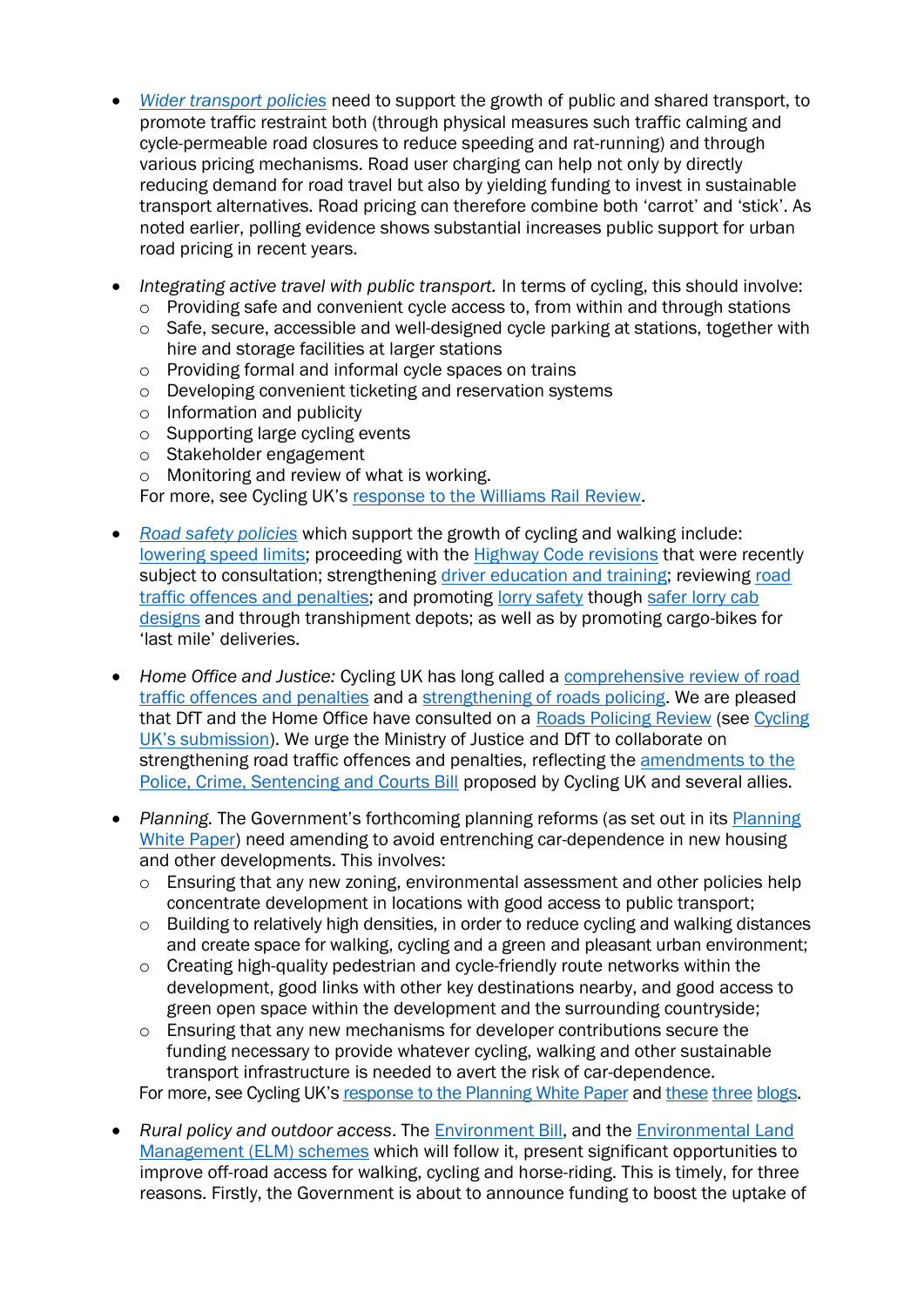- *Wider transport policies* need to support the growth of public and shared transport, to promote traffic restraint both (through physical measures such traffic calming and cycle-permeable road closures to reduce speeding and rat-running) and through various pricing mechanisms. Road user charging can help not only by directly reducing demand for road travel but also by yielding funding to invest in sustainable transport alternatives. Road pricing can therefore combine both 'carrot' and 'stick'. As noted earlier, polling evidence shows substantial increases public support for urban road pricing in recent years.

- *Integrating active travel with public transport.* In terms of cycling, this should involve:
  - Providing safe and convenient cycle access to, from within and through stations
  - Safe, secure, accessible and well-designed cycle parking at stations, together with hire and storage facilities at larger stations
  - Providing formal and informal cycle spaces on trains
  - Developing convenient ticketing and reservation systems
  - Information and publicity
  - Supporting large cycling events
  - Stakeholder engagement
  - Monitoring and review of what is working.

  For more, see Cycling UK's response to the Williams Rail Review.

- *Road safety policies* which support the growth of cycling and walking include: lowering speed limits; proceeding with the Highway Code revisions that were recently subject to consultation; strengthening driver education and training; reviewing road traffic offences and penalties; and promoting lorry safety though safer lorry cab designs and through transhipment depots; as well as by promoting cargo-bikes for 'last mile' deliveries.

- *Home Office and Justice:* Cycling UK has long called a comprehensive review of road traffic offences and penalties and a strengthening of roads policing. We are pleased that DfT and the Home Office have consulted on a Roads Policing Review (see Cycling UK's submission). We urge the Ministry of Justice and DfT to collaborate on strengthening road traffic offences and penalties, reflecting the amendments to the Police, Crime, Sentencing and Courts Bill proposed by Cycling UK and several allies.

- *Planning.* The Government's forthcoming planning reforms (as set out in its Planning White Paper) need amending to avoid entrenching car-dependence in new housing and other developments. This involves:
  - Ensuring that any new zoning, environmental assessment and other policies help concentrate development in locations with good access to public transport;
  - Building to relatively high densities, in order to reduce cycling and walking distances and create space for walking, cycling and a green and pleasant urban environment;
  - Creating high-quality pedestrian and cycle-friendly route networks within the development, good links with other key destinations nearby, and good access to green open space within the development and the surrounding countryside;
  - Ensuring that any new mechanisms for developer contributions secure the funding necessary to provide whatever cycling, walking and other sustainable transport infrastructure is needed to avert the risk of car-dependence.

  For more, see Cycling UK's response to the Planning White Paper and these three blogs.

- *Rural policy and outdoor access*. The Environment Bill, and the Environmental Land Management (ELM) schemes which will follow it, present significant opportunities to improve off-road access for walking, cycling and horse-riding. This is timely, for three reasons. Firstly, the Government is about to announce funding to boost the uptake of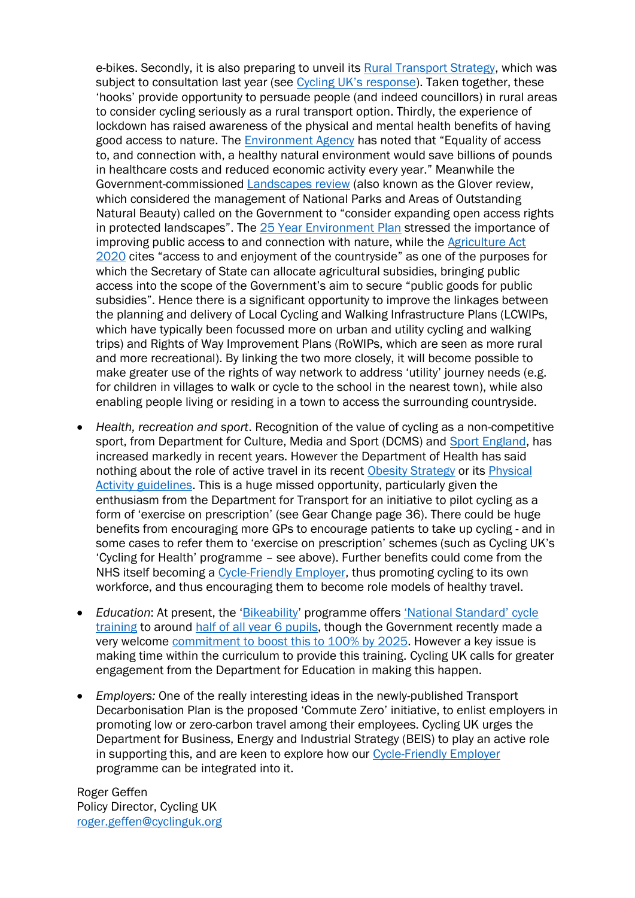e-bikes. Secondly, it is also preparing to unveil its Rural Transport Strategy, which was subject to consultation last year (see Cycling UK's response). Taken together, these 'hooks' provide opportunity to persuade people (and indeed councillors) in rural areas to consider cycling seriously as a rural transport option. Thirdly, the experience of lockdown has raised awareness of the physical and mental health benefits of having good access to nature. The Environment Agency has noted that "Equality of access to, and connection with, a healthy natural environment would save billions of pounds in healthcare costs and reduced economic activity every year." Meanwhile the Government-commissioned Landscapes review (also known as the Glover review, which considered the management of National Parks and Areas of Outstanding Natural Beauty) called on the Government to "consider expanding open access rights in protected landscapes". The 25 Year Environment Plan stressed the importance of improving public access to and connection with nature, while the Agriculture Act 2020 cites "access to and enjoyment of the countryside" as one of the purposes for which the Secretary of State can allocate agricultural subsidies, bringing public access into the scope of the Government's aim to secure "public goods for public subsidies". Hence there is a significant opportunity to improve the linkages between the planning and delivery of Local Cycling and Walking Infrastructure Plans (LCWIPs, which have typically been focussed more on urban and utility cycling and walking trips) and Rights of Way Improvement Plans (RoWIPs, which are seen as more rural and more recreational). By linking the two more closely, it will become possible to make greater use of the rights of way network to address 'utility' journey needs (e.g. for children in villages to walk or cycle to the school in the nearest town), while also enabling people living or residing in a town to access the surrounding countryside.

- *Health, recreation and sport*. Recognition of the value of cycling as a non-competitive sport, from Department for Culture, Media and Sport (DCMS) and Sport England, has increased markedly in recent years. However the Department of Health has said nothing about the role of active travel in its recent Obesity Strategy or its Physical Activity guidelines. This is a huge missed opportunity, particularly given the enthusiasm from the Department for Transport for an initiative to pilot cycling as a form of 'exercise on prescription' (see Gear Change page 36). There could be huge benefits from encouraging more GPs to encourage patients to take up cycling - and in some cases to refer them to 'exercise on prescription' schemes (such as Cycling UK's 'Cycling for Health' programme – see above). Further benefits could come from the NHS itself becoming a Cycle-Friendly Employer, thus promoting cycling to its own workforce, and thus encouraging them to become role models of healthy travel.

- *Education*: At present, the 'Bikeability' programme offers 'National Standard' cycle training to around half of all year 6 pupils, though the Government recently made a very welcome commitment to boost this to 100% by 2025. However a key issue is making time within the curriculum to provide this training. Cycling UK calls for greater engagement from the Department for Education in making this happen.

- *Employers:* One of the really interesting ideas in the newly-published Transport Decarbonisation Plan is the proposed 'Commute Zero' initiative, to enlist employers in promoting low or zero-carbon travel among their employees. Cycling UK urges the Department for Business, Energy and Industrial Strategy (BEIS) to play an active role in supporting this, and are keen to explore how our Cycle-Friendly Employer programme can be integrated into it.

Roger Geffen
Policy Director, Cycling UK
roger.geffen@cyclinguk.org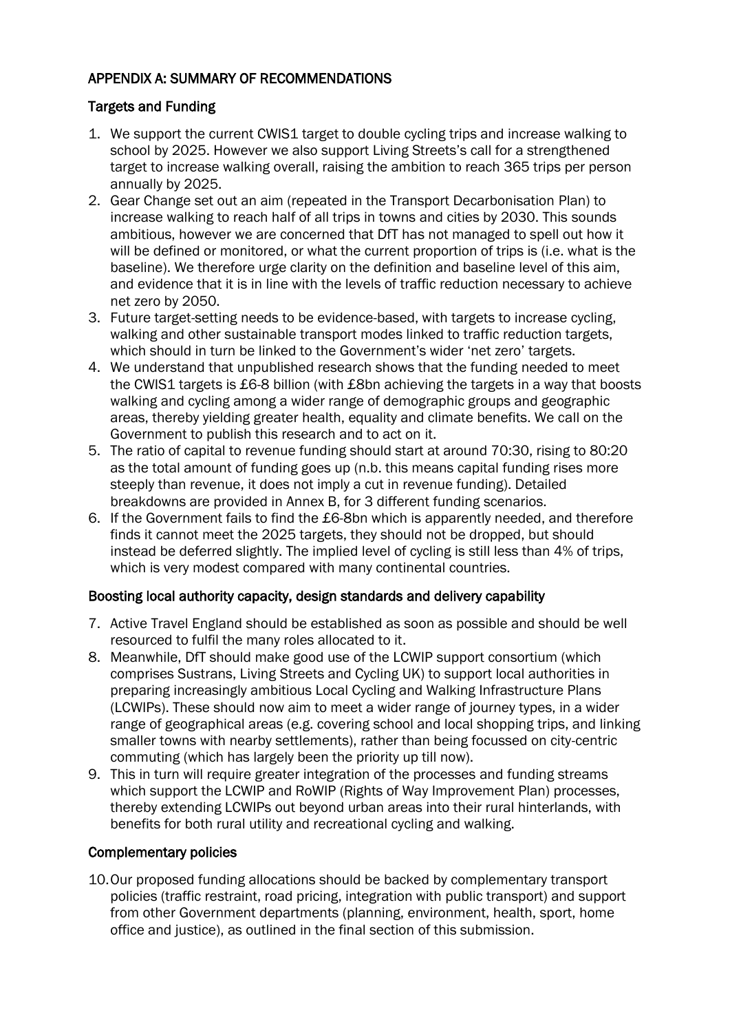## APPENDIX A: SUMMARY OF RECOMMENDATIONS

### Targets and Funding

1. We support the current CWIS1 target to double cycling trips and increase walking to school by 2025. However we also support Living Streets's call for a strengthened target to increase walking overall, raising the ambition to reach 365 trips per person annually by 2025.
2. Gear Change set out an aim (repeated in the Transport Decarbonisation Plan) to increase walking to reach half of all trips in towns and cities by 2030. This sounds ambitious, however we are concerned that DfT has not managed to spell out how it will be defined or monitored, or what the current proportion of trips is (i.e. what is the baseline). We therefore urge clarity on the definition and baseline level of this aim, and evidence that it is in line with the levels of traffic reduction necessary to achieve net zero by 2050.
3. Future target-setting needs to be evidence-based, with targets to increase cycling, walking and other sustainable transport modes linked to traffic reduction targets, which should in turn be linked to the Government's wider 'net zero' targets.
4. We understand that unpublished research shows that the funding needed to meet the CWIS1 targets is £6-8 billion (with £8bn achieving the targets in a way that boosts walking and cycling among a wider range of demographic groups and geographic areas, thereby yielding greater health, equality and climate benefits. We call on the Government to publish this research and to act on it.
5. The ratio of capital to revenue funding should start at around 70:30, rising to 80:20 as the total amount of funding goes up (n.b. this means capital funding rises more steeply than revenue, it does not imply a cut in revenue funding). Detailed breakdowns are provided in Annex B, for 3 different funding scenarios.
6. If the Government fails to find the £6-8bn which is apparently needed, and therefore finds it cannot meet the 2025 targets, they should not be dropped, but should instead be deferred slightly. The implied level of cycling is still less than 4% of trips, which is very modest compared with many continental countries.

### Boosting local authority capacity, design standards and delivery capability

7. Active Travel England should be established as soon as possible and should be well resourced to fulfil the many roles allocated to it.
8. Meanwhile, DfT should make good use of the LCWIP support consortium (which comprises Sustrans, Living Streets and Cycling UK) to support local authorities in preparing increasingly ambitious Local Cycling and Walking Infrastructure Plans (LCWIPs). These should now aim to meet a wider range of journey types, in a wider range of geographical areas (e.g. covering school and local shopping trips, and linking smaller towns with nearby settlements), rather than being focussed on city-centric commuting (which has largely been the priority up till now).
9. This in turn will require greater integration of the processes and funding streams which support the LCWIP and RoWIP (Rights of Way Improvement Plan) processes, thereby extending LCWIPs out beyond urban areas into their rural hinterlands, with benefits for both rural utility and recreational cycling and walking.

### Complementary policies

10. Our proposed funding allocations should be backed by complementary transport policies (traffic restraint, road pricing, integration with public transport) and support from other Government departments (planning, environment, health, sport, home office and justice), as outlined in the final section of this submission.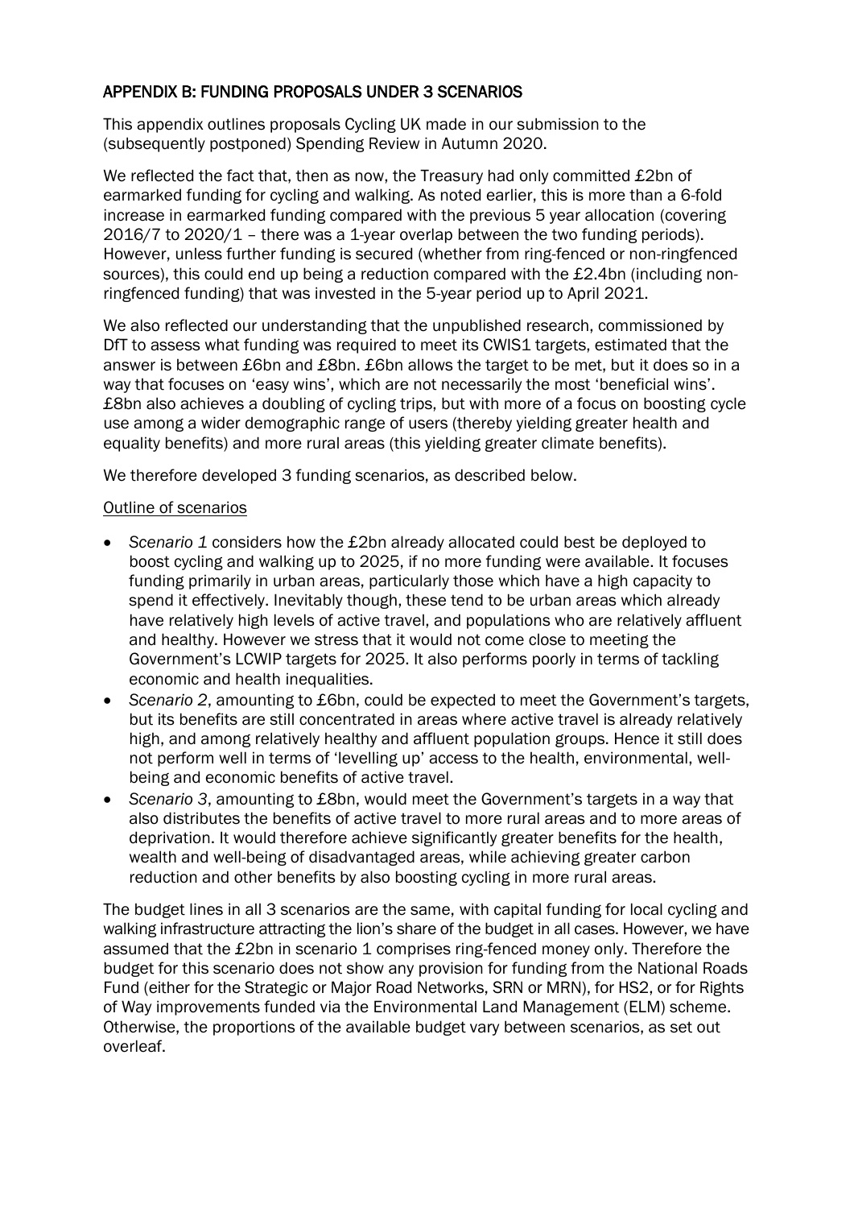## APPENDIX B: FUNDING PROPOSALS UNDER 3 SCENARIOS

This appendix outlines proposals Cycling UK made in our submission to the (subsequently postponed) Spending Review in Autumn 2020.

We reflected the fact that, then as now, the Treasury had only committed £2bn of earmarked funding for cycling and walking. As noted earlier, this is more than a 6-fold increase in earmarked funding compared with the previous 5 year allocation (covering 2016/7 to 2020/1 – there was a 1-year overlap between the two funding periods). However, unless further funding is secured (whether from ring-fenced or non-ringfenced sources), this could end up being a reduction compared with the £2.4bn (including non-ringfenced funding) that was invested in the 5-year period up to April 2021.

We also reflected our understanding that the unpublished research, commissioned by DfT to assess what funding was required to meet its CWIS1 targets, estimated that the answer is between £6bn and £8bn. £6bn allows the target to be met, but it does so in a way that focuses on 'easy wins', which are not necessarily the most 'beneficial wins'. £8bn also achieves a doubling of cycling trips, but with more of a focus on boosting cycle use among a wider demographic range of users (thereby yielding greater health and equality benefits) and more rural areas (this yielding greater climate benefits).

We therefore developed 3 funding scenarios, as described below.

<u>Outline of scenarios</u>

- *Scenario 1* considers how the £2bn already allocated could best be deployed to boost cycling and walking up to 2025, if no more funding were available. It focuses funding primarily in urban areas, particularly those which have a high capacity to spend it effectively. Inevitably though, these tend to be urban areas which already have relatively high levels of active travel, and populations who are relatively affluent and healthy. However we stress that it would not come close to meeting the Government's LCWIP targets for 2025. It also performs poorly in terms of tackling economic and health inequalities.
- *Scenario 2*, amounting to £6bn, could be expected to meet the Government's targets, but its benefits are still concentrated in areas where active travel is already relatively high, and among relatively healthy and affluent population groups. Hence it still does not perform well in terms of 'levelling up' access to the health, environmental, well-being and economic benefits of active travel.
- *Scenario 3*, amounting to £8bn, would meet the Government's targets in a way that also distributes the benefits of active travel to more rural areas and to more areas of deprivation. It would therefore achieve significantly greater benefits for the health, wealth and well-being of disadvantaged areas, while achieving greater carbon reduction and other benefits by also boosting cycling in more rural areas.

The budget lines in all 3 scenarios are the same, with capital funding for local cycling and walking infrastructure attracting the lion's share of the budget in all cases. However, we have assumed that the £2bn in scenario 1 comprises ring-fenced money only. Therefore the budget for this scenario does not show any provision for funding from the National Roads Fund (either for the Strategic or Major Road Networks, SRN or MRN), for HS2, or for Rights of Way improvements funded via the Environmental Land Management (ELM) scheme. Otherwise, the proportions of the available budget vary between scenarios, as set out overleaf.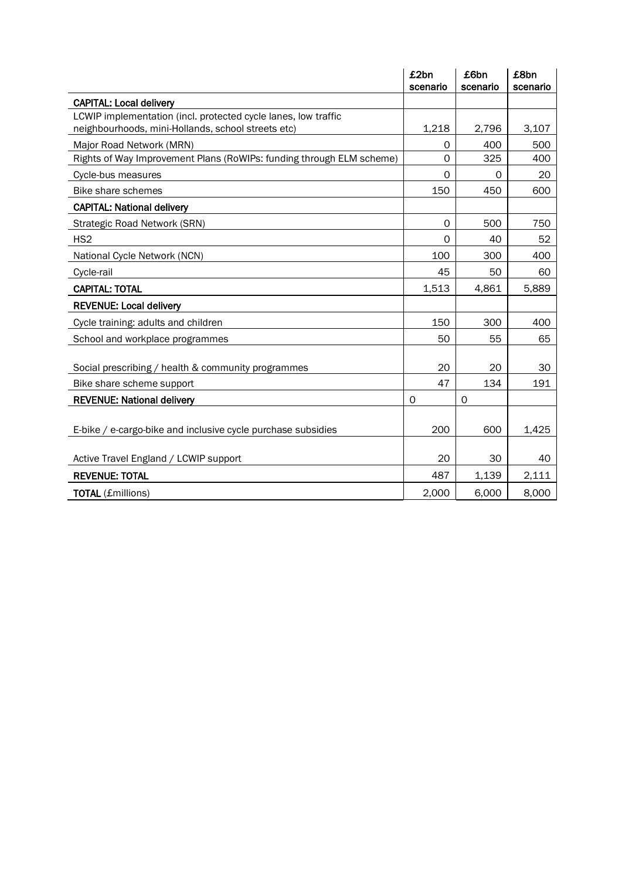| | £2bn scenario | £6bn scenario | £8bn scenario |
|---|---|---|---|
| **CAPITAL: Local delivery** | | | |
| LCWIP implementation (incl. protected cycle lanes, low traffic neighbourhoods, mini-Hollands, school streets etc) | 1,218 | 2,796 | 3,107 |
| Major Road Network (MRN) | 0 | 400 | 500 |
| Rights of Way Improvement Plans (RoWIPs: funding through ELM scheme) | 0 | 325 | 400 |
| Cycle-bus measures | 0 | 0 | 20 |
| Bike share schemes | 150 | 450 | 600 |
| **CAPITAL: National delivery** | | | |
| Strategic Road Network (SRN) | 0 | 500 | 750 |
| HS2 | 0 | 40 | 52 |
| National Cycle Network (NCN) | 100 | 300 | 400 |
| Cycle-rail | 45 | 50 | 60 |
| **CAPITAL: TOTAL** | 1,513 | 4,861 | 5,889 |
| **REVENUE: Local delivery** | | | |
| Cycle training: adults and children | 150 | 300 | 400 |
| School and workplace programmes | 50 | 55 | 65 |
| Social prescribing / health & community programmes | 20 | 20 | 30 |
| Bike share scheme support | 47 | 134 | 191 |
| **REVENUE: National delivery** | 0 | 0 | |
| E-bike / e-cargo-bike and inclusive cycle purchase subsidies | 200 | 600 | 1,425 |
| Active Travel England / LCWIP support | 20 | 30 | 40 |
| **REVENUE: TOTAL** | 487 | 1,139 | 2,111 |
| **TOTAL** (£millions) | 2,000 | 6,000 | 8,000 |